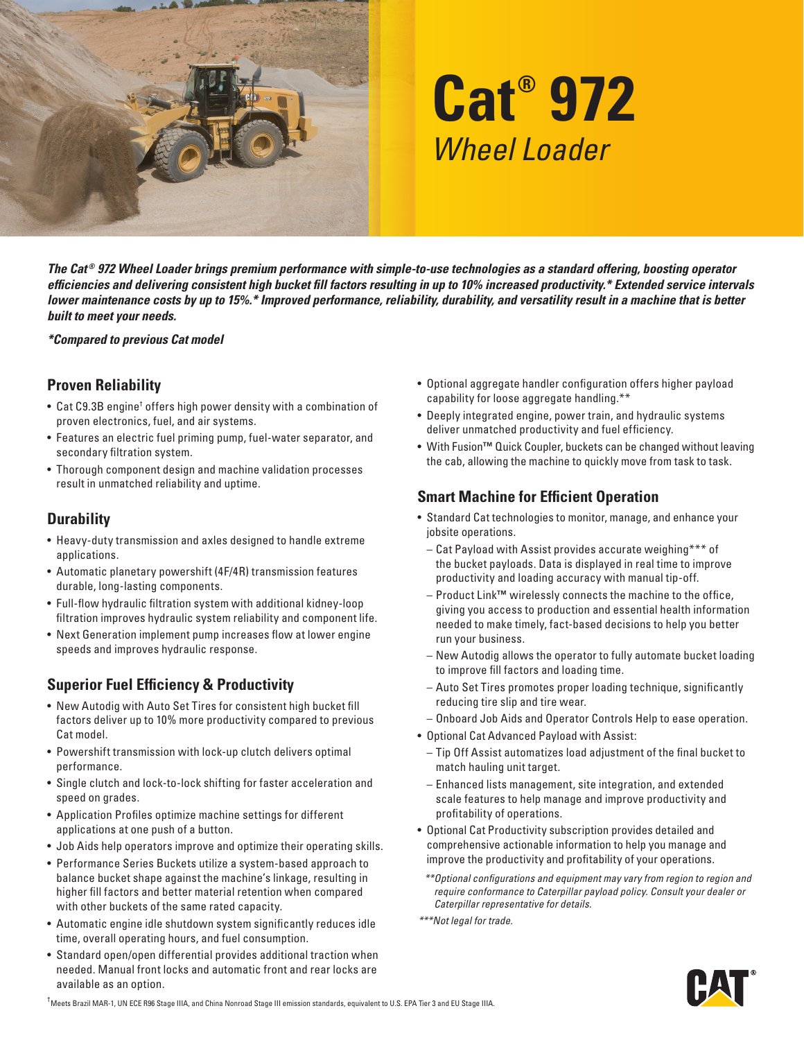# Cat® 972

## *Wheel Loader*

***The Cat® 972 Wheel Loader brings premium performance with simple-to-use technologies as a standard offering, boosting operator efficiencies and delivering consistent high bucket fill factors resulting in up to 10% increased productivity.* Extended service intervals lower maintenance costs by up to 15%.* Improved performance, reliability, durability, and versatility result in a machine that is better built to meet your needs.***

***\*Compared to previous Cat model***

## Proven Reliability

- Cat C9.3B engine† offers high power density with a combination of proven electronics, fuel, and air systems.
- Features an electric fuel priming pump, fuel-water separator, and secondary filtration system.
- Thorough component design and machine validation processes result in unmatched reliability and uptime.

## Durability

- Heavy-duty transmission and axles designed to handle extreme applications.
- Automatic planetary powershift (4F/4R) transmission features durable, long-lasting components.
- Full-flow hydraulic filtration system with additional kidney-loop filtration improves hydraulic system reliability and component life.
- Next Generation implement pump increases flow at lower engine speeds and improves hydraulic response.

## Superior Fuel Efficiency & Productivity

- New Autodig with Auto Set Tires for consistent high bucket fill factors deliver up to 10% more productivity compared to previous Cat model.
- Powershift transmission with lock-up clutch delivers optimal performance.
- Single clutch and lock-to-lock shifting for faster acceleration and speed on grades.
- Application Profiles optimize machine settings for different applications at one push of a button.
- Job Aids help operators improve and optimize their operating skills.
- Performance Series Buckets utilize a system-based approach to balance bucket shape against the machine's linkage, resulting in higher fill factors and better material retention when compared with other buckets of the same rated capacity.
- Automatic engine idle shutdown system significantly reduces idle time, overall operating hours, and fuel consumption.
- Standard open/open differential provides additional traction when needed. Manual front locks and automatic front and rear locks are available as an option.
- Optional aggregate handler configuration offers higher payload capability for loose aggregate handling.**
- Deeply integrated engine, power train, and hydraulic systems deliver unmatched productivity and fuel efficiency.
- With Fusion™ Quick Coupler, buckets can be changed without leaving the cab, allowing the machine to quickly move from task to task.

## Smart Machine for Efficient Operation

- Standard Cat technologies to monitor, manage, and enhance your jobsite operations.
  - Cat Payload with Assist provides accurate weighing*** of the bucket payloads. Data is displayed in real time to improve productivity and loading accuracy with manual tip-off.
  - Product Link™ wirelessly connects the machine to the office, giving you access to production and essential health information needed to make timely, fact-based decisions to help you better run your business.
  - New Autodig allows the operator to fully automate bucket loading to improve fill factors and loading time.
  - Auto Set Tires promotes proper loading technique, significantly reducing tire slip and tire wear.
  - Onboard Job Aids and Operator Controls Help to ease operation.
- Optional Cat Advanced Payload with Assist:
  - Tip Off Assist automatizes load adjustment of the final bucket to match hauling unit target.
  - Enhanced lists management, site integration, and extended scale features to help manage and improve productivity and profitability of operations.
- Optional Cat Productivity subscription provides detailed and comprehensive actionable information to help you manage and improve the productivity and profitability of your operations.

*\*\*Optional configurations and equipment may vary from region to region and require conformance to Caterpillar payload policy. Consult your dealer or Caterpillar representative for details.*

*\*\*\*Not legal for trade.*

†Meets Brazil MAR-1, UN ECE R96 Stage IIIA, and China Nonroad Stage III emission standards, equivalent to U.S. EPA Tier 3 and EU Stage IIIA.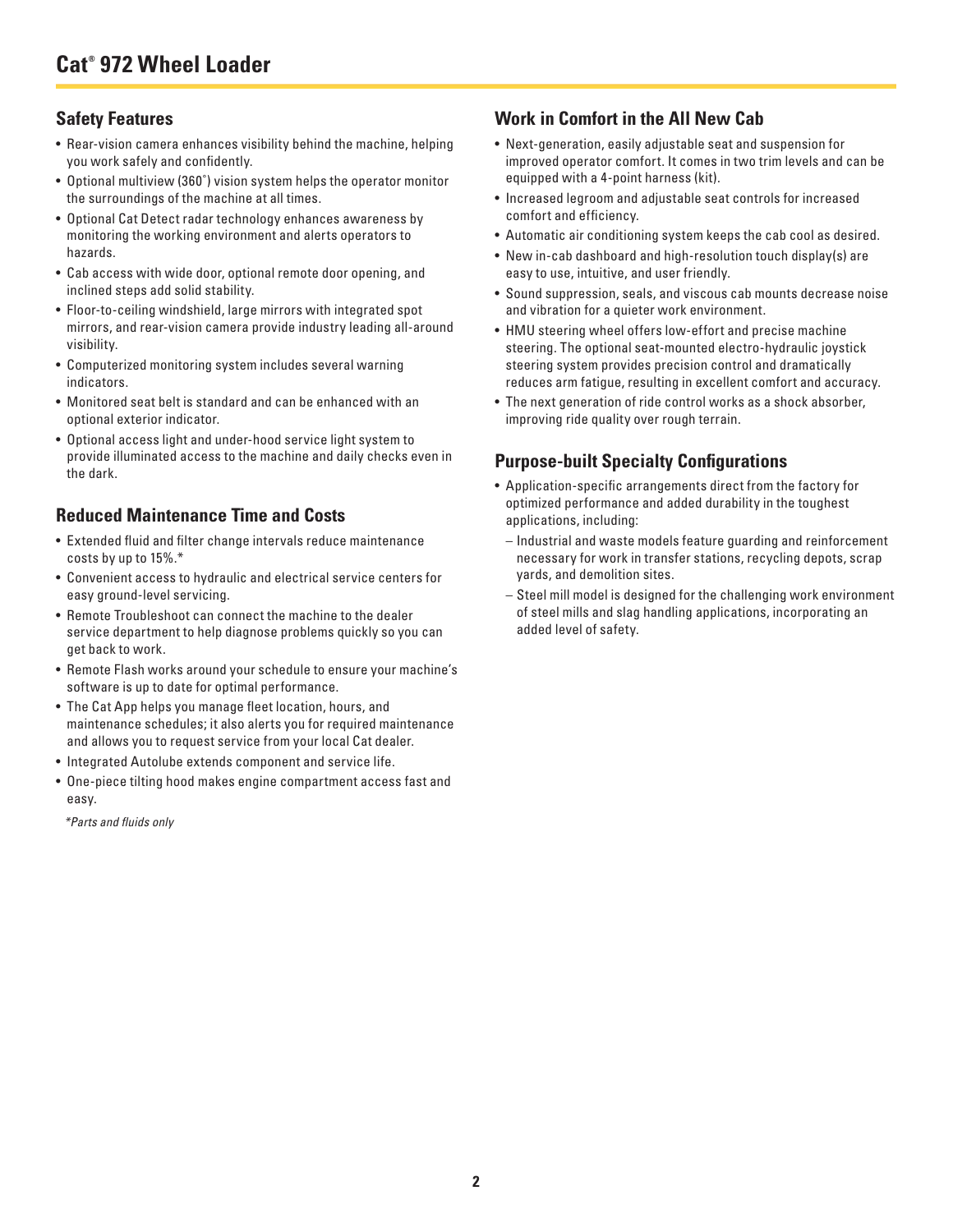# Cat® 972 Wheel Loader

## Safety Features

- Rear-vision camera enhances visibility behind the machine, helping you work safely and confidently.
- Optional multiview (360˚) vision system helps the operator monitor the surroundings of the machine at all times.
- Optional Cat Detect radar technology enhances awareness by monitoring the working environment and alerts operators to hazards.
- Cab access with wide door, optional remote door opening, and inclined steps add solid stability.
- Floor-to-ceiling windshield, large mirrors with integrated spot mirrors, and rear-vision camera provide industry leading all-around visibility.
- Computerized monitoring system includes several warning indicators.
- Monitored seat belt is standard and can be enhanced with an optional exterior indicator.
- Optional access light and under-hood service light system to provide illuminated access to the machine and daily checks even in the dark.

## Reduced Maintenance Time and Costs

- Extended fluid and filter change intervals reduce maintenance costs by up to 15%.*
- Convenient access to hydraulic and electrical service centers for easy ground-level servicing.
- Remote Troubleshoot can connect the machine to the dealer service department to help diagnose problems quickly so you can get back to work.
- Remote Flash works around your schedule to ensure your machine's software is up to date for optimal performance.
- The Cat App helps you manage fleet location, hours, and maintenance schedules; it also alerts you for required maintenance and allows you to request service from your local Cat dealer.
- Integrated Autolube extends component and service life.
- One-piece tilting hood makes engine compartment access fast and easy.

*\*Parts and fluids only*

## Work in Comfort in the All New Cab

- Next-generation, easily adjustable seat and suspension for improved operator comfort. It comes in two trim levels and can be equipped with a 4-point harness (kit).
- Increased legroom and adjustable seat controls for increased comfort and efficiency.
- Automatic air conditioning system keeps the cab cool as desired.
- New in-cab dashboard and high-resolution touch display(s) are easy to use, intuitive, and user friendly.
- Sound suppression, seals, and viscous cab mounts decrease noise and vibration for a quieter work environment.
- HMU steering wheel offers low-effort and precise machine steering. The optional seat-mounted electro-hydraulic joystick steering system provides precision control and dramatically reduces arm fatigue, resulting in excellent comfort and accuracy.
- The next generation of ride control works as a shock absorber, improving ride quality over rough terrain.

## Purpose-built Specialty Configurations

- Application-specific arrangements direct from the factory for optimized performance and added durability in the toughest applications, including:
  - Industrial and waste models feature guarding and reinforcement necessary for work in transfer stations, recycling depots, scrap yards, and demolition sites.
  - Steel mill model is designed for the challenging work environment of steel mills and slag handling applications, incorporating an added level of safety.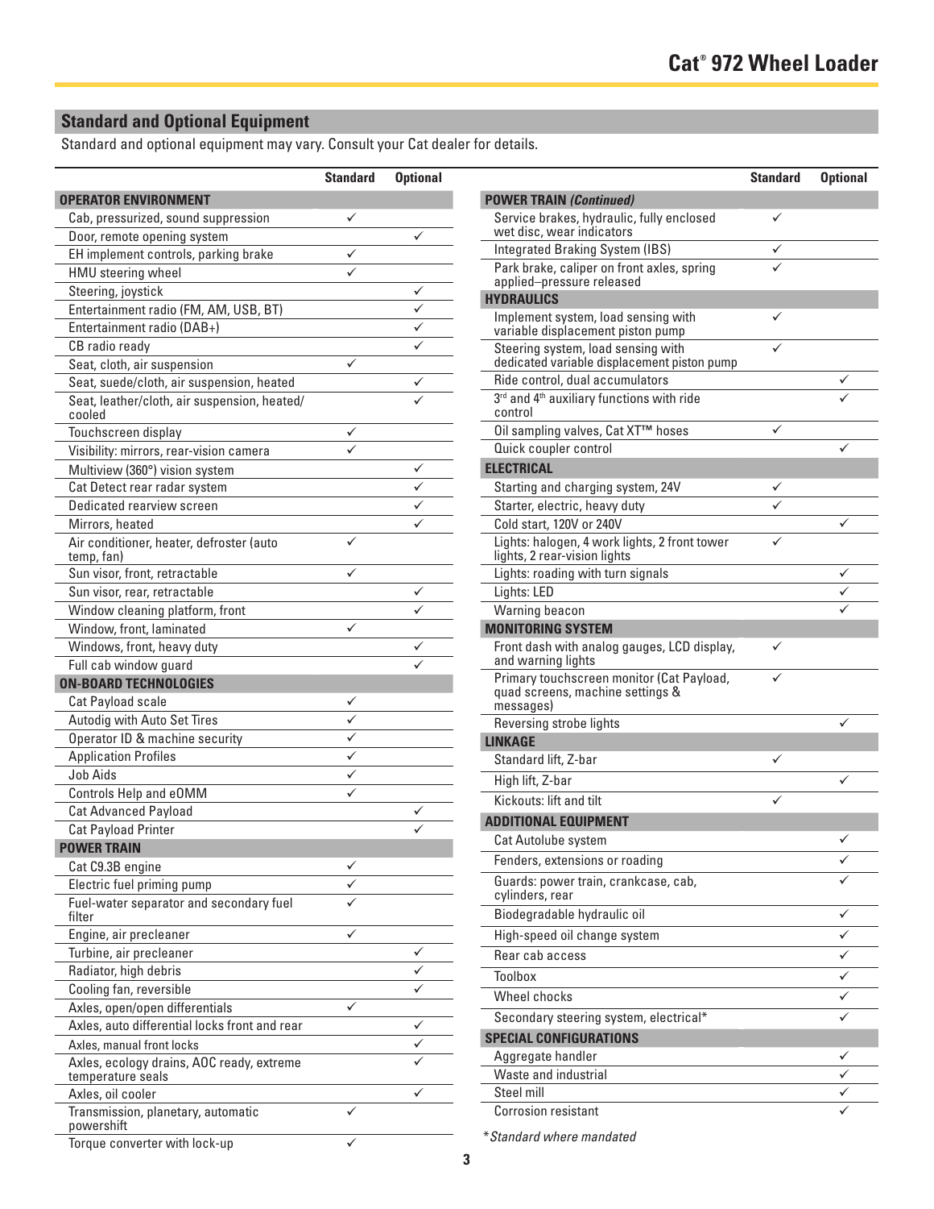## Standard and Optional Equipment

Standard and optional equipment may vary. Consult your Cat dealer for details.

| | Standard | Optional |
|---|---|---|
| **OPERATOR ENVIRONMENT** | | |
| Cab, pressurized, sound suppression | ✓ | |
| Door, remote opening system | | ✓ |
| EH implement controls, parking brake | ✓ | |
| HMU steering wheel | ✓ | |
| Steering, joystick | | ✓ |
| Entertainment radio (FM, AM, USB, BT) | | ✓ |
| Entertainment radio (DAB+) | | ✓ |
| CB radio ready | | ✓ |
| Seat, cloth, air suspension | ✓ | |
| Seat, suede/cloth, air suspension, heated | | ✓ |
| Seat, leather/cloth, air suspension, heated/cooled | | ✓ |
| Touchscreen display | ✓ | |
| Visibility: mirrors, rear-vision camera | ✓ | |
| Multiview (360°) vision system | | ✓ |
| Cat Detect rear radar system | | ✓ |
| Dedicated rearview screen | | ✓ |
| Mirrors, heated | | ✓ |
| Air conditioner, heater, defroster (auto temp, fan) | ✓ | |
| Sun visor, front, retractable | ✓ | |
| Sun visor, rear, retractable | | ✓ |
| Window cleaning platform, front | | ✓ |
| Window, front, laminated | ✓ | |
| Windows, front, heavy duty | | ✓ |
| Full cab window guard | | ✓ |
| **ON-BOARD TECHNOLOGIES** | | |
| Cat Payload scale | ✓ | |
| Autodig with Auto Set Tires | ✓ | |
| Operator ID & machine security | ✓ | |
| Application Profiles | ✓ | |
| Job Aids | ✓ | |
| Controls Help and eOMM | ✓ | |
| Cat Advanced Payload | | ✓ |
| Cat Payload Printer | | ✓ |
| **POWER TRAIN** | | |
| Cat C9.3B engine | ✓ | |
| Electric fuel priming pump | ✓ | |
| Fuel-water separator and secondary fuel filter | ✓ | |
| Engine, air precleaner | ✓ | |
| Turbine, air precleaner | | ✓ |
| Radiator, high debris | | ✓ |
| Cooling fan, reversible | | ✓ |
| Axles, open/open differentials | ✓ | |
| Axles, auto differential locks front and rear | | ✓ |
| Axles, manual front locks | | ✓ |
| Axles, ecology drains, AOC ready, extreme temperature seals | | ✓ |
| Axles, oil cooler | | ✓ |
| Transmission, planetary, automatic powershift | ✓ | |
| Torque converter with lock-up | ✓ | |

| | Standard | Optional |
|---|---|---|
| ***POWER TRAIN (Continued)*** | | |
| Service brakes, hydraulic, fully enclosed wet disc, wear indicators | ✓ | |
| Integrated Braking System (IBS) | ✓ | |
| Park brake, caliper on front axles, spring applied–pressure released | ✓ | |
| **HYDRAULICS** | | |
| Implement system, load sensing with variable displacement piston pump | ✓ | |
| Steering system, load sensing with dedicated variable displacement piston pump | ✓ | |
| Ride control, dual accumulators | | ✓ |
| 3rd and 4th auxiliary functions with ride control | | ✓ |
| Oil sampling valves, Cat XT™ hoses | ✓ | |
| Quick coupler control | | ✓ |
| **ELECTRICAL** | | |
| Starting and charging system, 24V | ✓ | |
| Starter, electric, heavy duty | ✓ | |
| Cold start, 120V or 240V | | ✓ |
| Lights: halogen, 4 work lights, 2 front tower lights, 2 rear-vision lights | ✓ | |
| Lights: roading with turn signals | | ✓ |
| Lights: LED | | ✓ |
| Warning beacon | | ✓ |
| **MONITORING SYSTEM** | | |
| Front dash with analog gauges, LCD display, and warning lights | ✓ | |
| Primary touchscreen monitor (Cat Payload, quad screens, machine settings & messages) | ✓ | |
| Reversing strobe lights | | ✓ |
| **LINKAGE** | | |
| Standard lift, Z-bar | ✓ | |
| High lift, Z-bar | | ✓ |
| Kickouts: lift and tilt | ✓ | |
| **ADDITIONAL EQUIPMENT** | | |
| Cat Autolube system | | ✓ |
| Fenders, extensions or roading | | ✓ |
| Guards: power train, crankcase, cab, cylinders, rear | | ✓ |
| Biodegradable hydraulic oil | | ✓ |
| High-speed oil change system | | ✓ |
| Rear cab access | | ✓ |
| Toolbox | | ✓ |
| Wheel chocks | | ✓ |
| Secondary steering system, electrical* | | ✓ |
| **SPECIAL CONFIGURATIONS** | | |
| Aggregate handler | | ✓ |
| Waste and industrial | | ✓ |
| Steel mill | | ✓ |
| Corrosion resistant | | ✓ |

*\*Standard where mandated*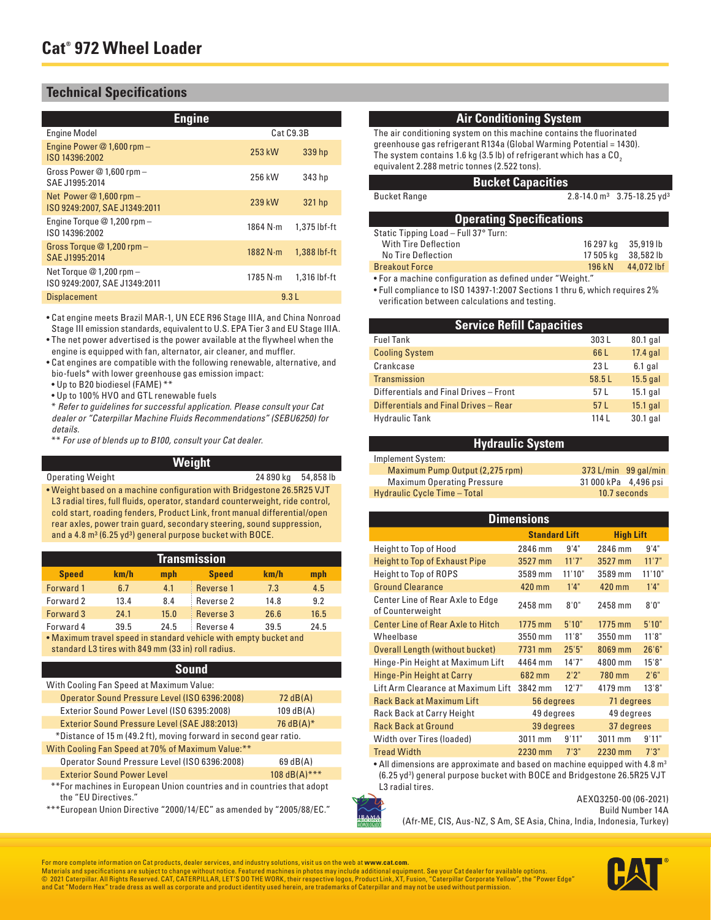# Cat® 972 Wheel Loader

## Technical Specifications

### Engine

| | | |
|---|---|---|
| Engine Model | Cat C9.3B | |
| Engine Power @ 1,600 rpm – ISO 14396:2002 | 253 kW | 339 hp |
| Gross Power @ 1,600 rpm – SAE J1995:2014 | 256 kW | 343 hp |
| Net Power @ 1,600 rpm – ISO 9249:2007, SAE J1349:2011 | 239 kW | 321 hp |
| Engine Torque @ 1,200 rpm – ISO 14396:2002 | 1864 N·m | 1,375 lbf-ft |
| Gross Torque @ 1,200 rpm – SAE J1995:2014 | 1882 N·m | 1,388 lbf-ft |
| Net Torque @ 1,200 rpm – ISO 9249:2007, SAE J1349:2011 | 1785 N·m | 1,316 lbf-ft |
| Displacement | 9.3 L | |

- Cat engine meets Brazil MAR-1, UN ECE R96 Stage IIIA, and China Nonroad Stage III emission standards, equivalent to U.S. EPA Tier 3 and EU Stage IIIA.
- The net power advertised is the power available at the flywheel when the engine is equipped with fan, alternator, air cleaner, and muffler.
- Cat engines are compatible with the following renewable, alternative, and bio-fuels* with lower greenhouse gas emission impact:
  - Up to B20 biodiesel (FAME) **
  - Up to 100% HVO and GTL renewable fuels

*\* Refer to guidelines for successful application. Please consult your Cat dealer or "Caterpillar Machine Fluids Recommendations" (SEBU6250) for details.*

*\*\* For use of blends up to B100, consult your Cat dealer.*

### Weight

| | | |
|---|---|---|
| Operating Weight | 24 890 kg | 54,858 lb |

- Weight based on a machine configuration with Bridgestone 26.5R25 VJT L3 radial tires, full fluids, operator, standard counterweight, ride control, cold start, roading fenders, Product Link, front manual differential/open rear axles, power train guard, secondary steering, sound suppression, and a 4.8 m³ (6.25 yd³) general purpose bucket with BOCE.

### Transmission

| Speed | km/h | mph | Speed | km/h | mph |
|---|---|---|---|---|---|
| Forward 1 | 6.7 | 4.1 | Reverse 1 | 7.3 | 4.5 |
| Forward 2 | 13.4 | 8.4 | Reverse 2 | 14.8 | 9.2 |
| Forward 3 | 24.1 | 15.0 | Reverse 3 | 26.6 | 16.5 |
| Forward 4 | 39.5 | 24.5 | Reverse 4 | 39.5 | 24.5 |

- Maximum travel speed in standard vehicle with empty bucket and standard L3 tires with 849 mm (33 in) roll radius.

### Sound

| | |
|---|---|
| With Cooling Fan Speed at Maximum Value: | |
| Operator Sound Pressure Level (ISO 6396:2008) | 72 dB(A) |
| Exterior Sound Power Level (ISO 6395:2008) | 109 dB(A) |
| Exterior Sound Pressure Level (SAE J88:2013) | 76 dB(A)* |
| *Distance of 15 m (49.2 ft), moving forward in second gear ratio. | |
| With Cooling Fan Speed at 70% of Maximum Value:** | |
| Operator Sound Pressure Level (ISO 6396:2008) | 69 dB(A) |
| Exterior Sound Power Level | 108 dB(A)*** |

**For machines in European Union countries and in countries that adopt the "EU Directives."

***European Union Directive "2000/14/EC" as amended by "2005/88/EC."

### Air Conditioning System

The air conditioning system on this machine contains the fluorinated greenhouse gas refrigerant R134a (Global Warming Potential = 1430). The system contains 1.6 kg (3.5 lb) of refrigerant which has a $CO_2$ equivalent 2.288 metric tonnes (2.522 tons).

### Bucket Capacities

| | | |
|---|---|---|
| Bucket Range | 2.8-14.0 m³ | 3.75-18.25 yd³ |

### Operating Specifications

| | | |
|---|---|---|
| Static Tipping Load – Full 37° Turn: | | |
| With Tire Deflection | 16 297 kg | 35,919 lb |
| No Tire Deflection | 17 505 kg | 38,582 lb |
| Breakout Force | 196 kN | 44,072 lbf |

- For a machine configuration as defined under "Weight."
- Full compliance to ISO 14397-1:2007 Sections 1 thru 6, which requires 2% verification between calculations and testing.

### Service Refill Capacities

| | | |
|---|---|---|
| Fuel Tank | 303 L | 80.1 gal |
| Cooling System | 66 L | 17.4 gal |
| Crankcase | 23 L | 6.1 gal |
| Transmission | 58.5 L | 15.5 gal |
| Differentials and Final Drives – Front | 57 L | 15.1 gal |
| Differentials and Final Drives – Rear | 57 L | 15.1 gal |
| Hydraulic Tank | 114 L | 30.1 gal |

### Hydraulic System

| | | |
|---|---|---|
| Implement System: | | |
| Maximum Pump Output (2,275 rpm) | 373 L/min | 99 gal/min |
| Maximum Operating Pressure | 31 000 kPa | 4,496 psi |
| Hydraulic Cycle Time – Total | 10.7 seconds | |

### Dimensions

| | Standard Lift | | High Lift | |
|---|---|---|---|---|
| Height to Top of Hood | 2846 mm | 9'4" | 2846 mm | 9'4" |
| Height to Top of Exhaust Pipe | 3527 mm | 11'7" | 3527 mm | 11'7" |
| Height to Top of ROPS | 3589 mm | 11'10" | 3589 mm | 11'10" |
| Ground Clearance | 420 mm | 1'4" | 420 mm | 1'4" |
| Center Line of Rear Axle to Edge of Counterweight | 2458 mm | 8'0" | 2458 mm | 8'0" |
| Center Line of Rear Axle to Hitch | 1775 mm | 5'10" | 1775 mm | 5'10" |
| Wheelbase | 3550 mm | 11'8" | 3550 mm | 11'8" |
| Overall Length (without bucket) | 7731 mm | 25'5" | 8069 mm | 26'6" |
| Hinge-Pin Height at Maximum Lift | 4464 mm | 14'7" | 4800 mm | 15'8" |
| Hinge-Pin Height at Carry | 682 mm | 2'2" | 780 mm | 2'6" |
| Lift Arm Clearance at Maximum Lift | 3842 mm | 12'7" | 4179 mm | 13'8" |
| Rack Back at Maximum Lift | 56 degrees | | 71 degrees | |
| Rack Back at Carry Height | 49 degrees | | 49 degrees | |
| Rack Back at Ground | 39 degrees | | 37 degrees | |
| Width over Tires (loaded) | 3011 mm | 9'11" | 3011 mm | 9'11" |
| Tread Width | 2230 mm | 7'3" | 2230 mm | 7'3" |

- All dimensions are approximate and based on machine equipped with 4.8 m³ (6.25 yd³) general purpose bucket with BOCE and Bridgestone 26.5R25 VJT L3 radial tires.

AEXQ3250-00 (06-2021)
Build Number 14A
(Afr-ME, CIS, Aus-NZ, S Am, SE Asia, China, India, Indonesia, Turkey)

For more complete information on Cat products, dealer services, and industry solutions, visit us on the web at **www.cat.com**.
Materials and specifications are subject to change without notice. Featured machines in photos may include additional equipment. See your Cat dealer for available options.
© 2021 Caterpillar. All Rights Reserved. CAT, CATERPILLAR, LET'S DO THE WORK, their respective logos, Product Link, XT, Fusion, "Caterpillar Corporate Yellow", the "Power Edge" and Cat "Modern Hex" trade dress as well as corporate and product identity used herein, are trademarks of Caterpillar and may not be used without permission.